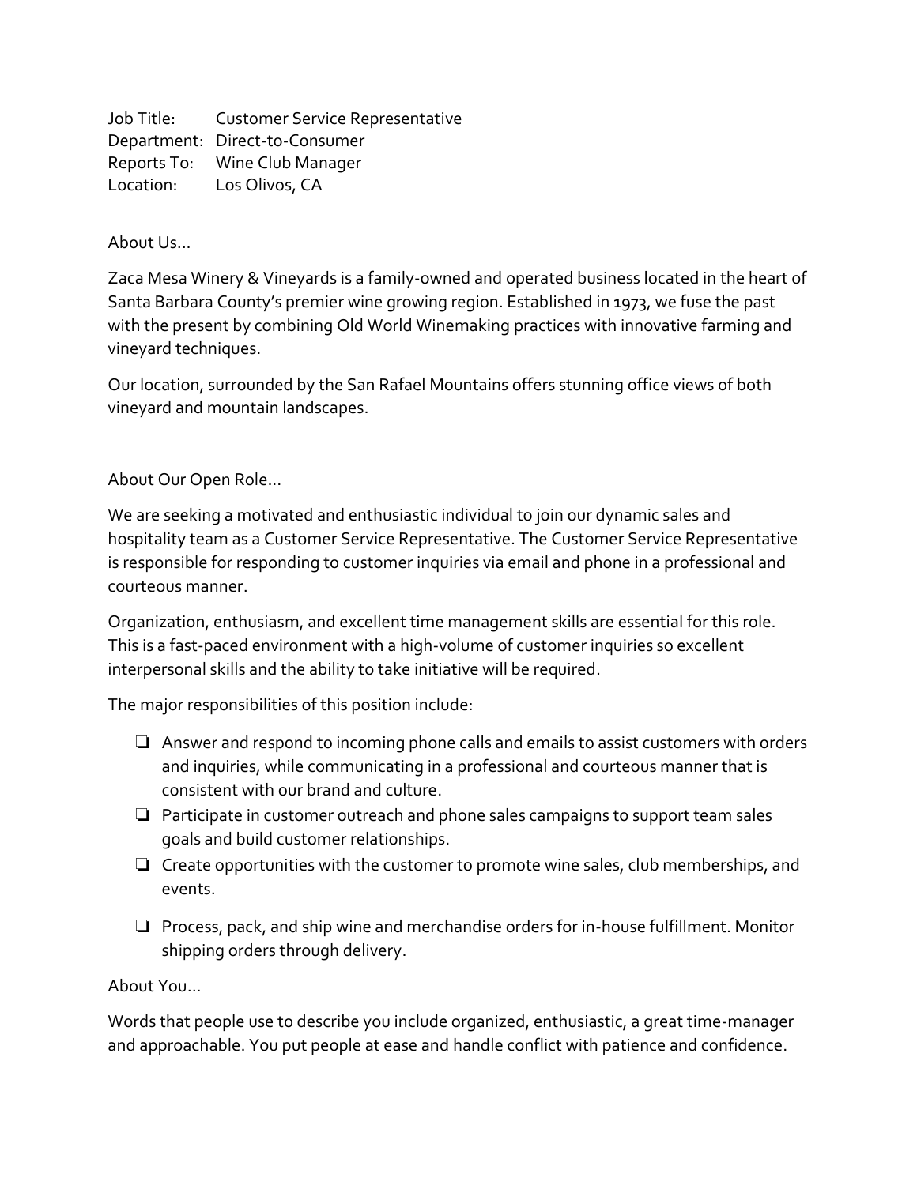Job Title: Customer Service Representative
Department: Direct-to-Consumer
Reports To: Wine Club Manager
Location: Los Olivos, CA

About Us…

Zaca Mesa Winery & Vineyards is a family-owned and operated business located in the heart of Santa Barbara County's premier wine growing region. Established in 1973, we fuse the past with the present by combining Old World Winemaking practices with innovative farming and vineyard techniques.

Our location, surrounded by the San Rafael Mountains offers stunning office views of both vineyard and mountain landscapes.

About Our Open Role…

We are seeking a motivated and enthusiastic individual to join our dynamic sales and hospitality team as a Customer Service Representative. The Customer Service Representative is responsible for responding to customer inquiries via email and phone in a professional and courteous manner.

Organization, enthusiasm, and excellent time management skills are essential for this role. This is a fast-paced environment with a high-volume of customer inquiries so excellent interpersonal skills and the ability to take initiative will be required.

The major responsibilities of this position include:

- ❏ Answer and respond to incoming phone calls and emails to assist customers with orders and inquiries, while communicating in a professional and courteous manner that is consistent with our brand and culture.
- ❏ Participate in customer outreach and phone sales campaigns to support team sales goals and build customer relationships.
- ❏ Create opportunities with the customer to promote wine sales, club memberships, and events.
- ❏ Process, pack, and ship wine and merchandise orders for in-house fulfillment. Monitor shipping orders through delivery.

About You…

Words that people use to describe you include organized, enthusiastic, a great time-manager and approachable. You put people at ease and handle conflict with patience and confidence.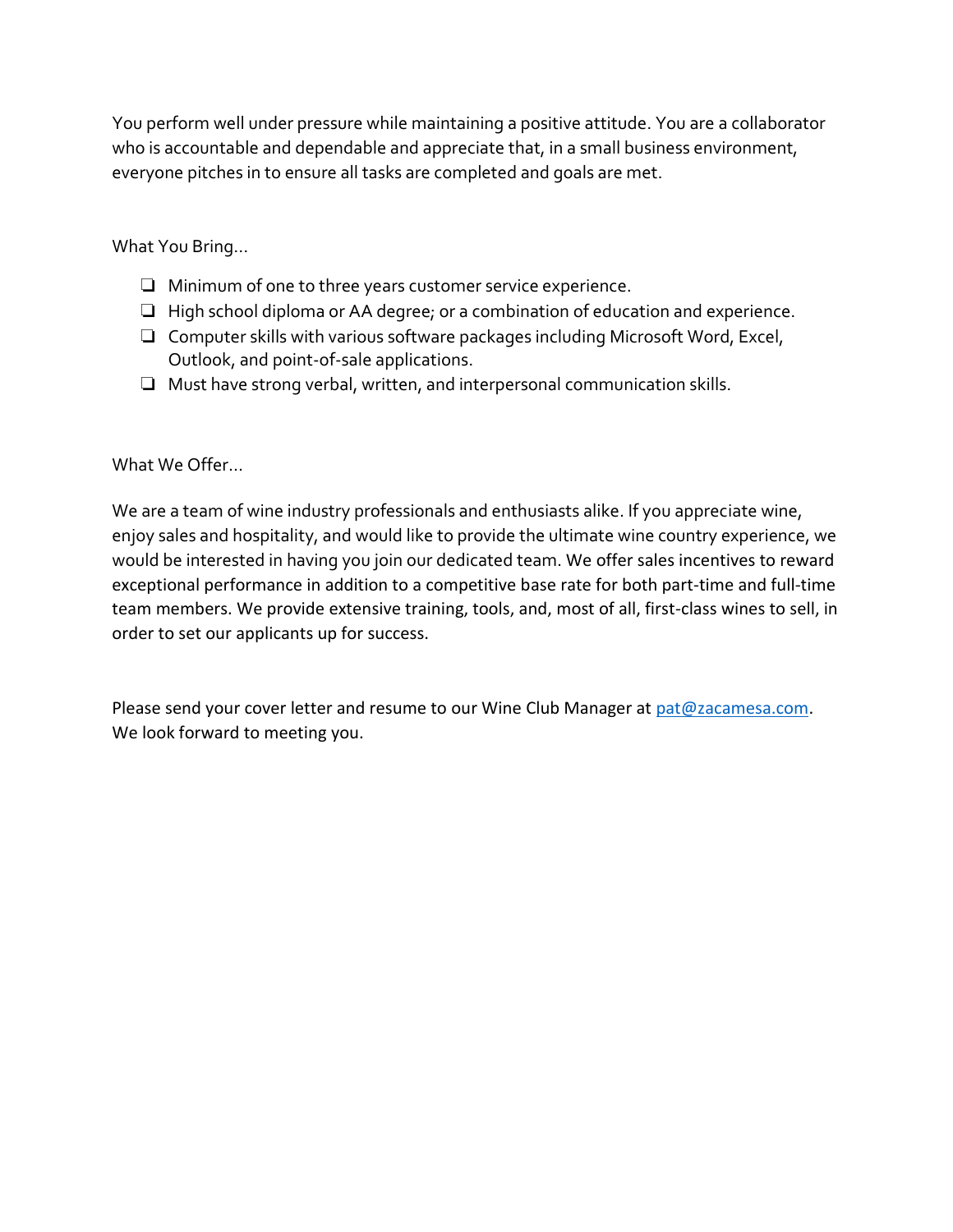You perform well under pressure while maintaining a positive attitude. You are a collaborator who is accountable and dependable and appreciate that, in a small business environment, everyone pitches in to ensure all tasks are completed and goals are met.

What You Bring…

- ❏ Minimum of one to three years customer service experience.
- ❏ High school diploma or AA degree; or a combination of education and experience.
- ❏ Computer skills with various software packages including Microsoft Word, Excel, Outlook, and point-of-sale applications.
- ❏ Must have strong verbal, written, and interpersonal communication skills.

What We Offer…

We are a team of wine industry professionals and enthusiasts alike. If you appreciate wine, enjoy sales and hospitality, and would like to provide the ultimate wine country experience, we would be interested in having you join our dedicated team. We offer sales incentives to reward exceptional performance in addition to a competitive base rate for both part-time and full-time team members. We provide extensive training, tools, and, most of all, first-class wines to sell, in order to set our applicants up for success.

Please send your cover letter and resume to our Wine Club Manager at [pat@zacamesa.com](mailto:pat@zacamesa.com). We look forward to meeting you.